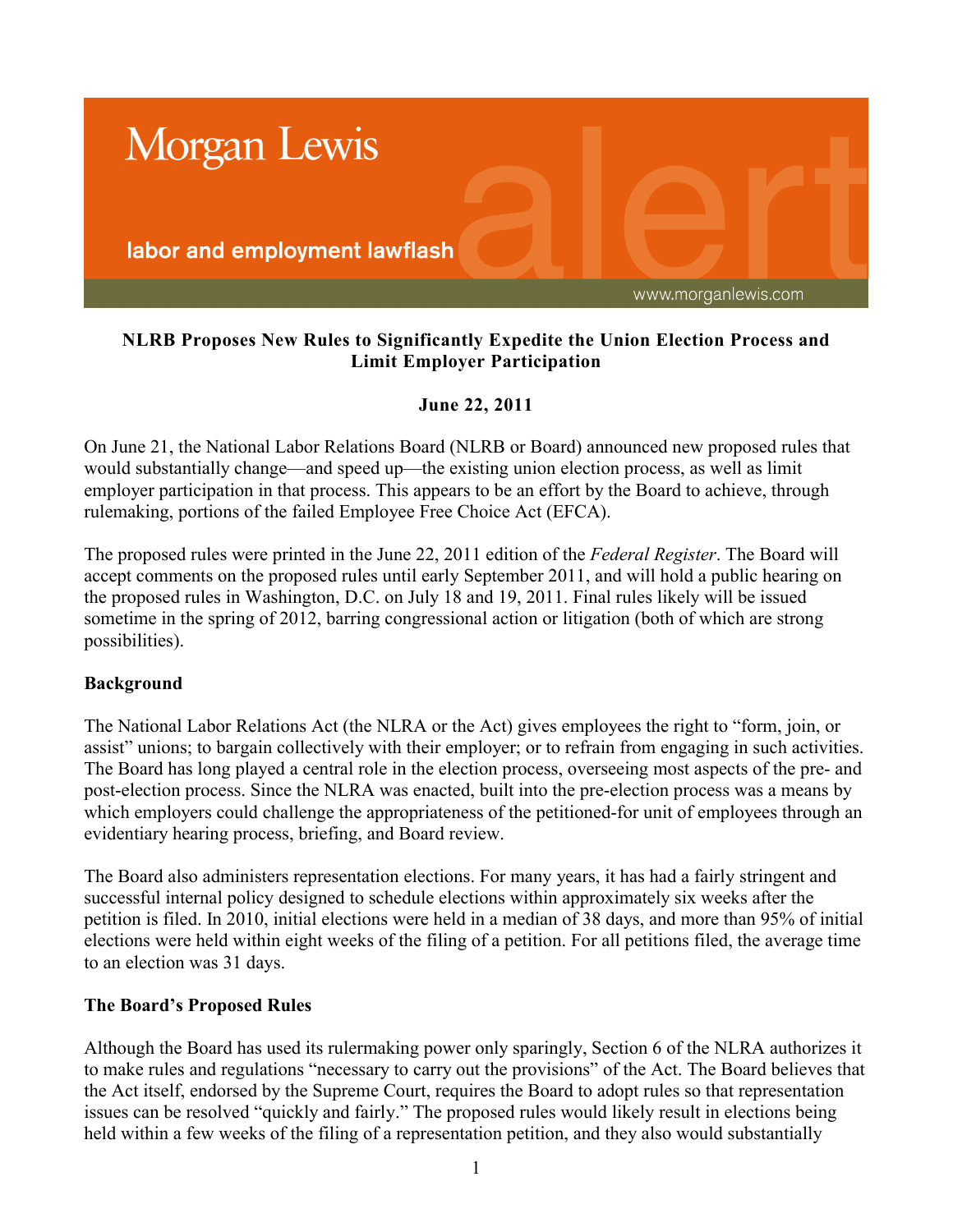Morgan Lewis

labor and employment lawflash

www.morganlewis.com

**NLRB Proposes New Rules to Significantly Expedite the Union Election Process and Limit Employer Participation**

**June 22, 2011**

On June 21, the National Labor Relations Board (NLRB or Board) announced new proposed rules that would substantially change—and speed up—the existing union election process, as well as limit employer participation in that process. This appears to be an effort by the Board to achieve, through rulemaking, portions of the failed Employee Free Choice Act (EFCA).

The proposed rules were printed in the June 22, 2011 edition of the *Federal Register*. The Board will accept comments on the proposed rules until early September 2011, and will hold a public hearing on the proposed rules in Washington, D.C. on July 18 and 19, 2011. Final rules likely will be issued sometime in the spring of 2012, barring congressional action or litigation (both of which are strong possibilities).

**Background**

The National Labor Relations Act (the NLRA or the Act) gives employees the right to "form, join, or assist" unions; to bargain collectively with their employer; or to refrain from engaging in such activities. The Board has long played a central role in the election process, overseeing most aspects of the pre- and post-election process. Since the NLRA was enacted, built into the pre-election process was a means by which employers could challenge the appropriateness of the petitioned-for unit of employees through an evidentiary hearing process, briefing, and Board review.

The Board also administers representation elections. For many years, it has had a fairly stringent and successful internal policy designed to schedule elections within approximately six weeks after the petition is filed. In 2010, initial elections were held in a median of 38 days, and more than 95% of initial elections were held within eight weeks of the filing of a petition. For all petitions filed, the average time to an election was 31 days.

**The Board's Proposed Rules**

Although the Board has used its rulemaking power only sparingly, Section 6 of the NLRA authorizes it to make rules and regulations "necessary to carry out the provisions" of the Act. The Board believes that the Act itself, endorsed by the Supreme Court, requires the Board to adopt rules so that representation issues can be resolved "quickly and fairly." The proposed rules would likely result in elections being held within a few weeks of the filing of a representation petition, and they also would substantially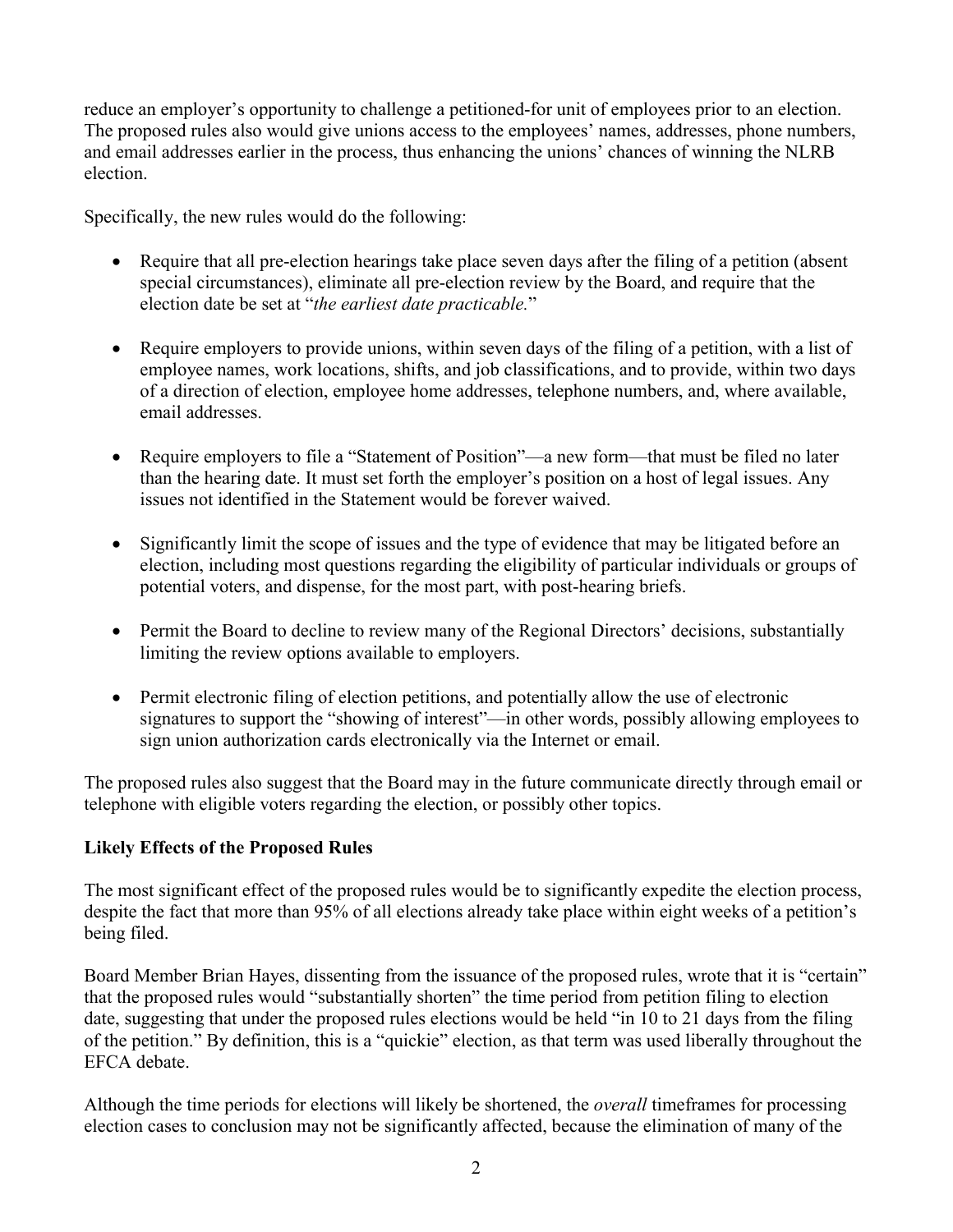reduce an employer's opportunity to challenge a petitioned-for unit of employees prior to an election. The proposed rules also would give unions access to the employees' names, addresses, phone numbers, and email addresses earlier in the process, thus enhancing the unions' chances of winning the NLRB election.

Specifically, the new rules would do the following:

- Require that all pre-election hearings take place seven days after the filing of a petition (absent special circumstances), eliminate all pre-election review by the Board, and require that the election date be set at "*the earliest date practicable.*"
- Require employers to provide unions, within seven days of the filing of a petition, with a list of employee names, work locations, shifts, and job classifications, and to provide, within two days of a direction of election, employee home addresses, telephone numbers, and, where available, email addresses.
- Require employers to file a "Statement of Position"—a new form—that must be filed no later than the hearing date. It must set forth the employer's position on a host of legal issues. Any issues not identified in the Statement would be forever waived.
- Significantly limit the scope of issues and the type of evidence that may be litigated before an election, including most questions regarding the eligibility of particular individuals or groups of potential voters, and dispense, for the most part, with post-hearing briefs.
- Permit the Board to decline to review many of the Regional Directors' decisions, substantially limiting the review options available to employers.
- Permit electronic filing of election petitions, and potentially allow the use of electronic signatures to support the "showing of interest"—in other words, possibly allowing employees to sign union authorization cards electronically via the Internet or email.

The proposed rules also suggest that the Board may in the future communicate directly through email or telephone with eligible voters regarding the election, or possibly other topics.

**Likely Effects of the Proposed Rules**

The most significant effect of the proposed rules would be to significantly expedite the election process, despite the fact that more than 95% of all elections already take place within eight weeks of a petition's being filed.

Board Member Brian Hayes, dissenting from the issuance of the proposed rules, wrote that it is "certain" that the proposed rules would "substantially shorten" the time period from petition filing to election date, suggesting that under the proposed rules elections would be held "in 10 to 21 days from the filing of the petition." By definition, this is a "quickie" election, as that term was used liberally throughout the EFCA debate.

Although the time periods for elections will likely be shortened, the *overall* timeframes for processing election cases to conclusion may not be significantly affected, because the elimination of many of the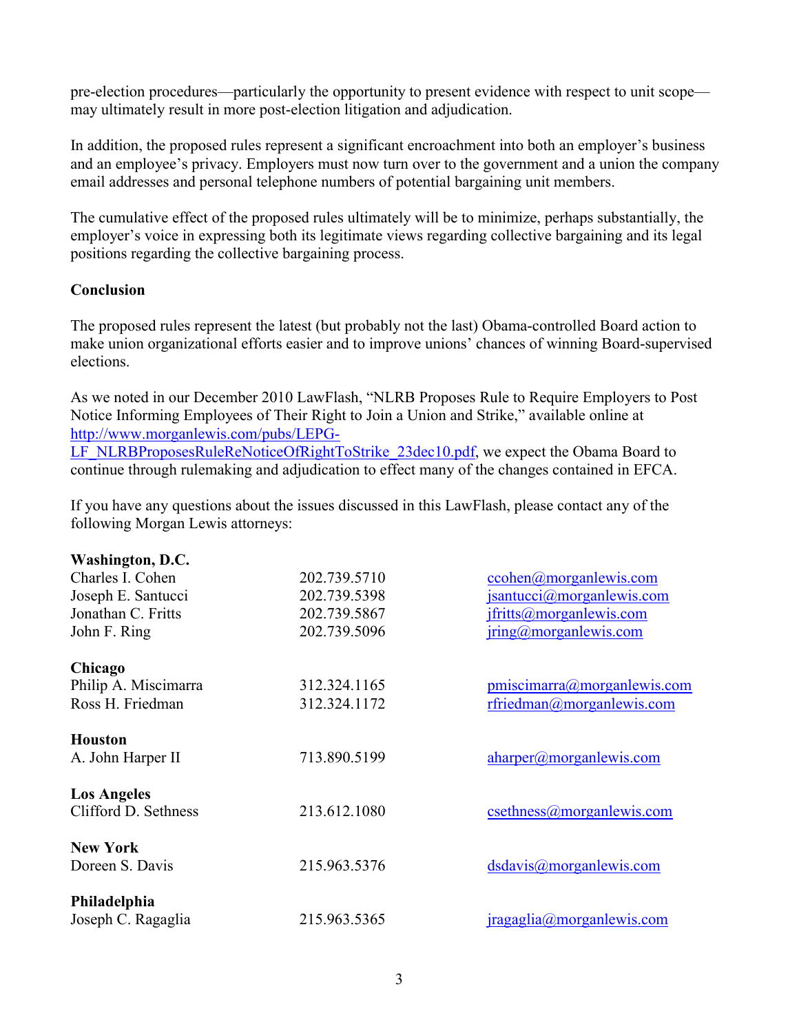pre-election procedures—particularly the opportunity to present evidence with respect to unit scope—may ultimately result in more post-election litigation and adjudication.

In addition, the proposed rules represent a significant encroachment into both an employer's business and an employee's privacy. Employers must now turn over to the government and a union the company email addresses and personal telephone numbers of potential bargaining unit members.

The cumulative effect of the proposed rules ultimately will be to minimize, perhaps substantially, the employer's voice in expressing both its legitimate views regarding collective bargaining and its legal positions regarding the collective bargaining process.

**Conclusion**

The proposed rules represent the latest (but probably not the last) Obama-controlled Board action to make union organizational efforts easier and to improve unions' chances of winning Board-supervised elections.

As we noted in our December 2010 LawFlash, "NLRB Proposes Rule to Require Employers to Post Notice Informing Employees of Their Right to Join a Union and Strike," available online at http://www.morganlewis.com/pubs/LEPG-LF_NLRBProposesRuleReNoticeOfRightToStrike_23dec10.pdf, we expect the Obama Board to continue through rulemaking and adjudication to effect many of the changes contained in EFCA.

If you have any questions about the issues discussed in this LawFlash, please contact any of the following Morgan Lewis attorneys:

**Washington, D.C.**

| | | |
|---|---|---|
| Charles I. Cohen | 202.739.5710 | ccohen@morganlewis.com |
| Joseph E. Santucci | 202.739.5398 | jsantucci@morganlewis.com |
| Jonathan C. Fritts | 202.739.5867 | jfritts@morganlewis.com |
| John F. Ring | 202.739.5096 | jring@morganlewis.com |

**Chicago**

| | | |
|---|---|---|
| Philip A. Miscimarra | 312.324.1165 | pmiscimarra@morganlewis.com |
| Ross H. Friedman | 312.324.1172 | rfriedman@morganlewis.com |

**Houston**

| | | |
|---|---|---|
| A. John Harper II | 713.890.5199 | aharper@morganlewis.com |

**Los Angeles**

| | | |
|---|---|---|
| Clifford D. Sethness | 213.612.1080 | csethness@morganlewis.com |

**New York**

| | | |
|---|---|---|
| Doreen S. Davis | 215.963.5376 | dsdavis@morganlewis.com |

**Philadelphia**

| | | |
|---|---|---|
| Joseph C. Ragaglia | 215.963.5365 | jragaglia@morganlewis.com |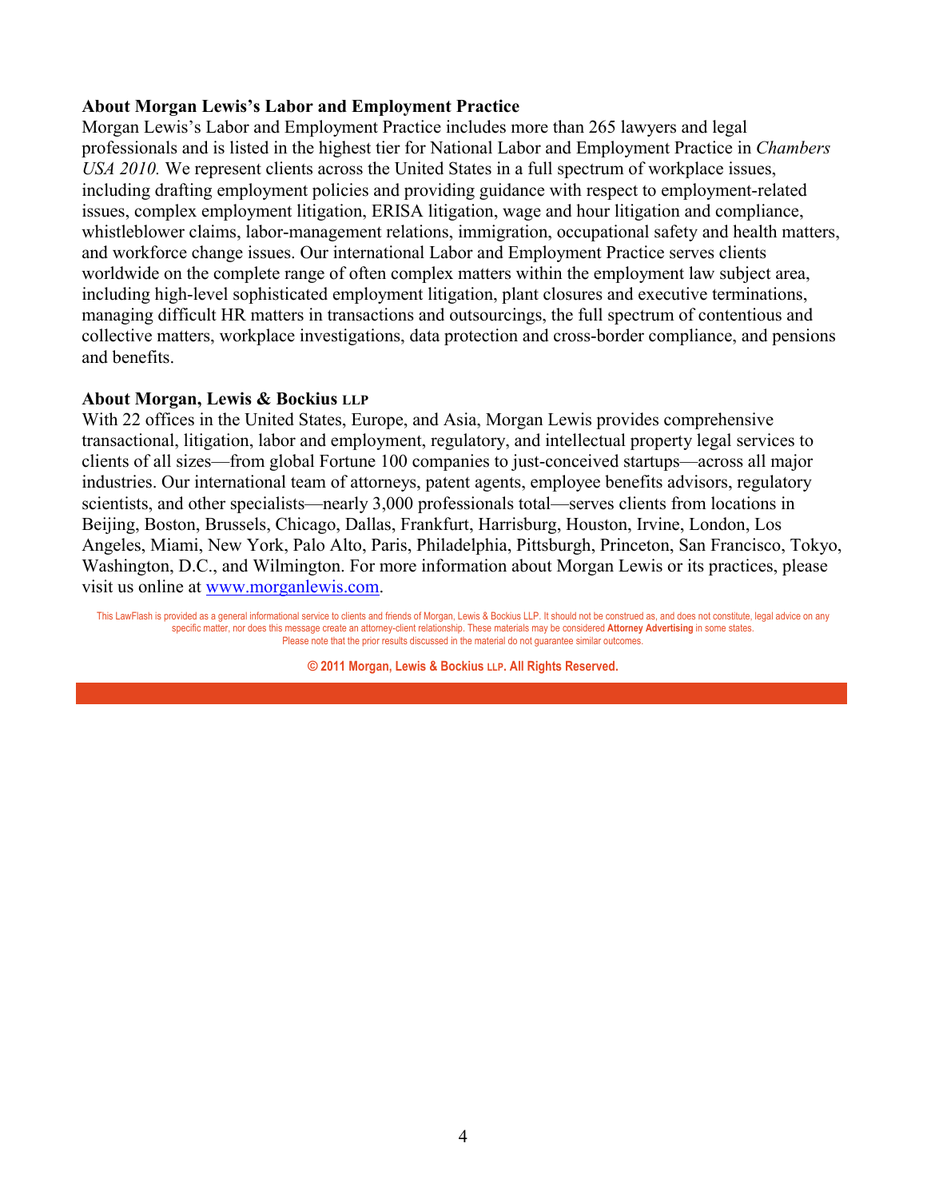### About Morgan Lewis's Labor and Employment Practice

Morgan Lewis's Labor and Employment Practice includes more than 265 lawyers and legal professionals and is listed in the highest tier for National Labor and Employment Practice in *Chambers USA 2010.* We represent clients across the United States in a full spectrum of workplace issues, including drafting employment policies and providing guidance with respect to employment-related issues, complex employment litigation, ERISA litigation, wage and hour litigation and compliance, whistleblower claims, labor-management relations, immigration, occupational safety and health matters, and workforce change issues. Our international Labor and Employment Practice serves clients worldwide on the complete range of often complex matters within the employment law subject area, including high-level sophisticated employment litigation, plant closures and executive terminations, managing difficult HR matters in transactions and outsourcings, the full spectrum of contentious and collective matters, workplace investigations, data protection and cross-border compliance, and pensions and benefits.

### About Morgan, Lewis & Bockius LLP

With 22 offices in the United States, Europe, and Asia, Morgan Lewis provides comprehensive transactional, litigation, labor and employment, regulatory, and intellectual property legal services to clients of all sizes—from global Fortune 100 companies to just-conceived startups—across all major industries. Our international team of attorneys, patent agents, employee benefits advisors, regulatory scientists, and other specialists—nearly 3,000 professionals total—serves clients from locations in Beijing, Boston, Brussels, Chicago, Dallas, Frankfurt, Harrisburg, Houston, Irvine, London, Los Angeles, Miami, New York, Palo Alto, Paris, Philadelphia, Pittsburgh, Princeton, San Francisco, Tokyo, Washington, D.C., and Wilmington. For more information about Morgan Lewis or its practices, please visit us online at [www.morganlewis.com](http://www.morganlewis.com).

This LawFlash is provided as a general informational service to clients and friends of Morgan, Lewis & Bockius LLP. It should not be construed as, and does not constitute, legal advice on any specific matter, nor does this message create an attorney-client relationship. These materials may be considered **Attorney Advertising** in some states. Please note that the prior results discussed in the material do not guarantee similar outcomes.

**© 2011 Morgan, Lewis & Bockius LLP. All Rights Reserved.**